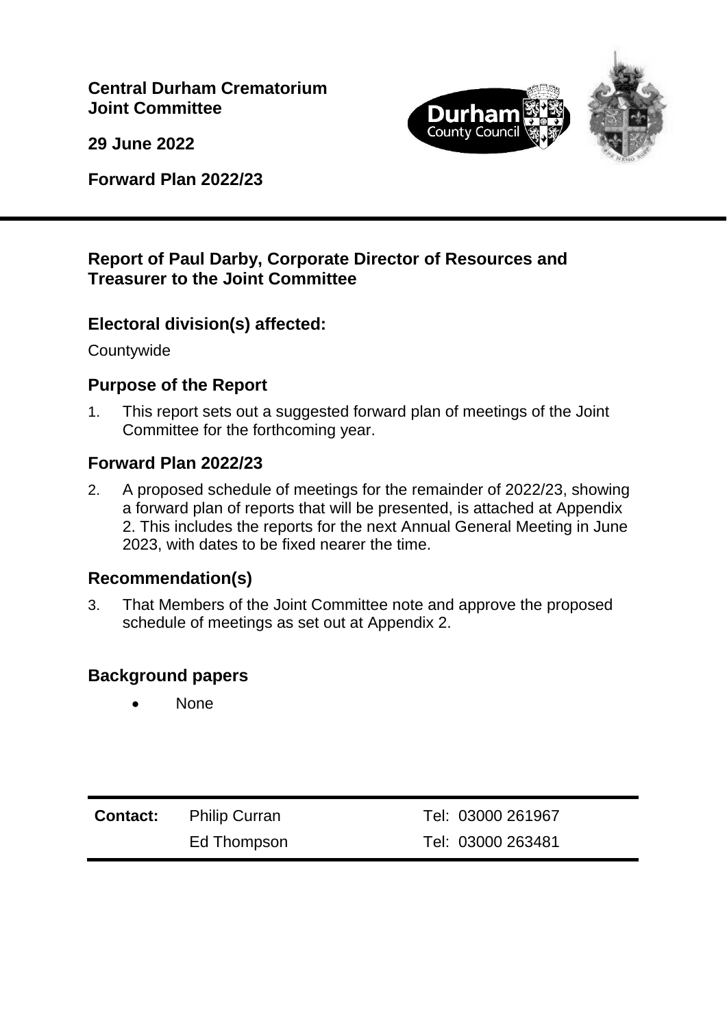**Central Durham Crematorium Joint Committee**

**29 June 2022**

**Forward Plan 2022/23**

---

## Report of Paul Darby, Corporate Director of Resources and Treasurer to the Joint Committee

### Electoral division(s) affected:

Countywide

### Purpose of the Report

1. This report sets out a suggested forward plan of meetings of the Joint Committee for the forthcoming year.

### Forward Plan 2022/23

2. A proposed schedule of meetings for the remainder of 2022/23, showing a forward plan of reports that will be presented, is attached at Appendix 2. This includes the reports for the next Annual General Meeting in June 2023, with dates to be fixed nearer the time.

### Recommendation(s)

3. That Members of the Joint Committee note and approve the proposed schedule of meetings as set out at Appendix 2.

### Background papers

- None

| **Contact:** | Philip Curran | Tel: 03000 261967 |
|---|---|---|
| | Ed Thompson | Tel: 03000 263481 |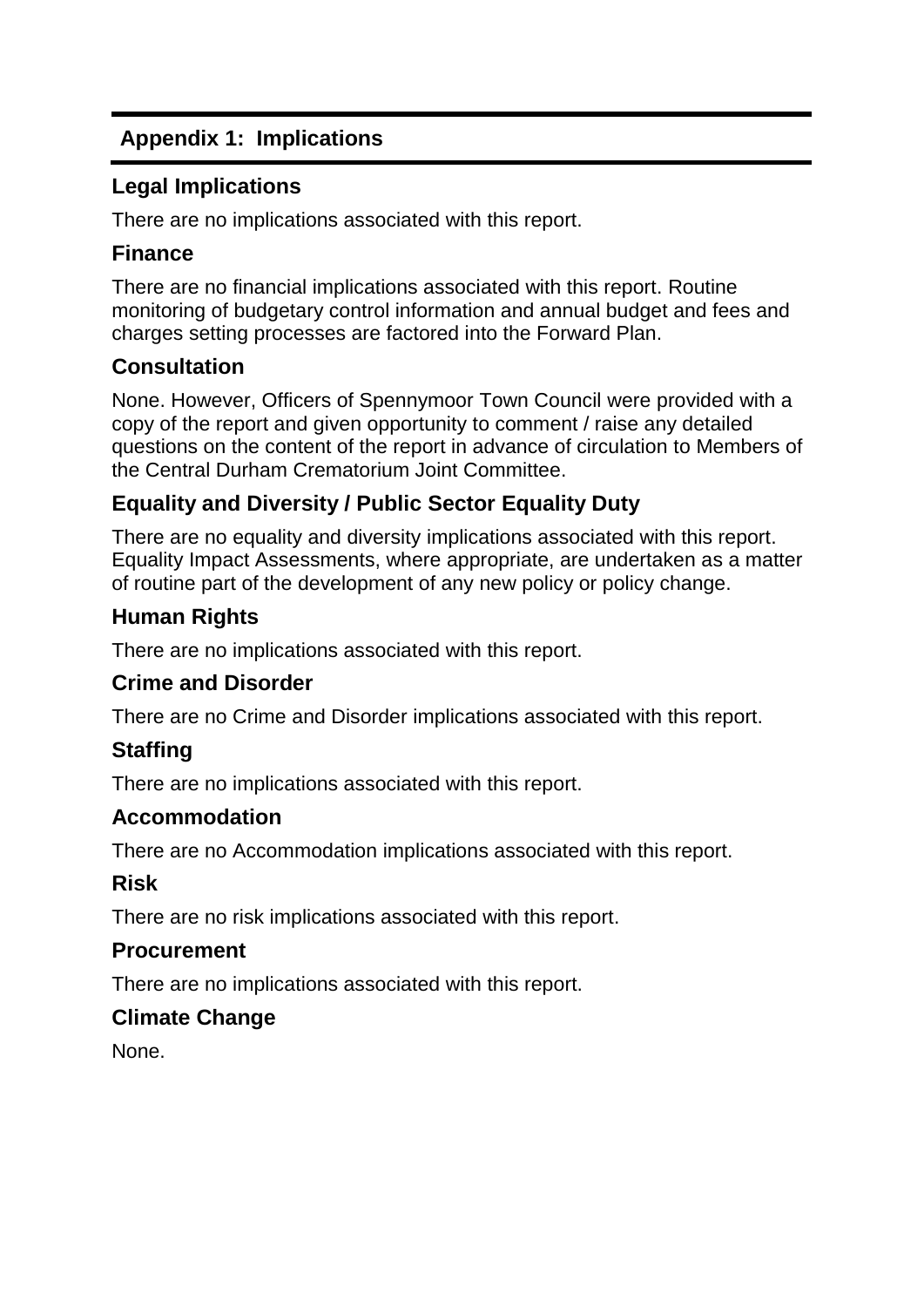## Appendix 1: Implications

### Legal Implications

There are no implications associated with this report.

### Finance

There are no financial implications associated with this report. Routine monitoring of budgetary control information and annual budget and fees and charges setting processes are factored into the Forward Plan.

### Consultation

None. However, Officers of Spennymoor Town Council were provided with a copy of the report and given opportunity to comment / raise any detailed questions on the content of the report in advance of circulation to Members of the Central Durham Crematorium Joint Committee.

### Equality and Diversity / Public Sector Equality Duty

There are no equality and diversity implications associated with this report. Equality Impact Assessments, where appropriate, are undertaken as a matter of routine part of the development of any new policy or policy change.

### Human Rights

There are no implications associated with this report.

### Crime and Disorder

There are no Crime and Disorder implications associated with this report.

### Staffing

There are no implications associated with this report.

### Accommodation

There are no Accommodation implications associated with this report.

### Risk

There are no risk implications associated with this report.

### Procurement

There are no implications associated with this report.

### Climate Change

None.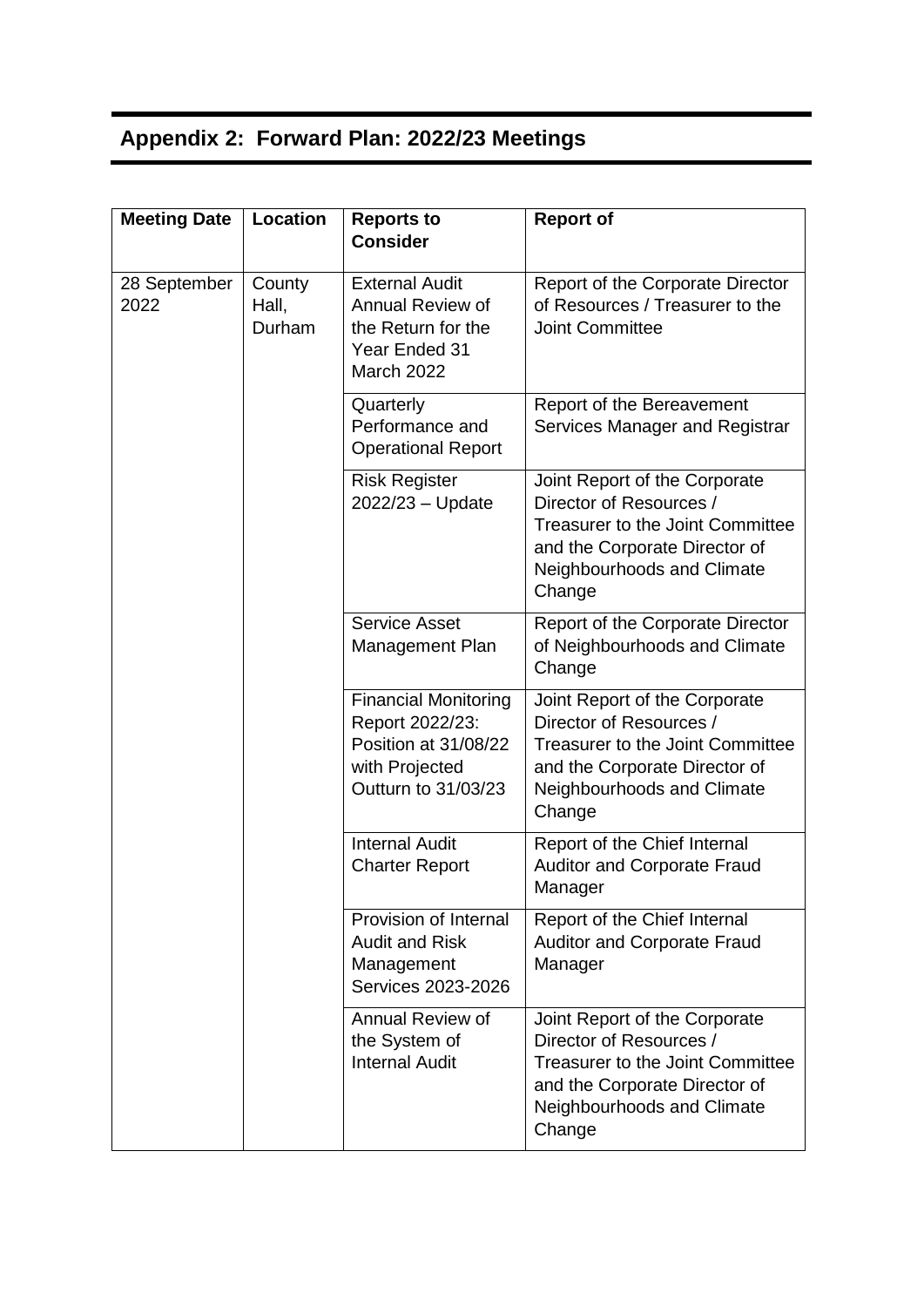## Appendix 2: Forward Plan: 2022/23 Meetings

| Meeting Date | Location | Reports to Consider | Report of |
|---|---|---|---|
| 28 September 2022 | County Hall, Durham | External Audit Annual Review of the Return for the Year Ended 31 March 2022 | Report of the Corporate Director of Resources / Treasurer to the Joint Committee |
| | | Quarterly Performance and Operational Report | Report of the Bereavement Services Manager and Registrar |
| | | Risk Register 2022/23 – Update | Joint Report of the Corporate Director of Resources / Treasurer to the Joint Committee and the Corporate Director of Neighbourhoods and Climate Change |
| | | Service Asset Management Plan | Report of the Corporate Director of Neighbourhoods and Climate Change |
| | | Financial Monitoring Report 2022/23: Position at 31/08/22 with Projected Outturn to 31/03/23 | Joint Report of the Corporate Director of Resources / Treasurer to the Joint Committee and the Corporate Director of Neighbourhoods and Climate Change |
| | | Internal Audit Charter Report | Report of the Chief Internal Auditor and Corporate Fraud Manager |
| | | Provision of Internal Audit and Risk Management Services 2023-2026 | Report of the Chief Internal Auditor and Corporate Fraud Manager |
| | | Annual Review of the System of Internal Audit | Joint Report of the Corporate Director of Resources / Treasurer to the Joint Committee and the Corporate Director of Neighbourhoods and Climate Change |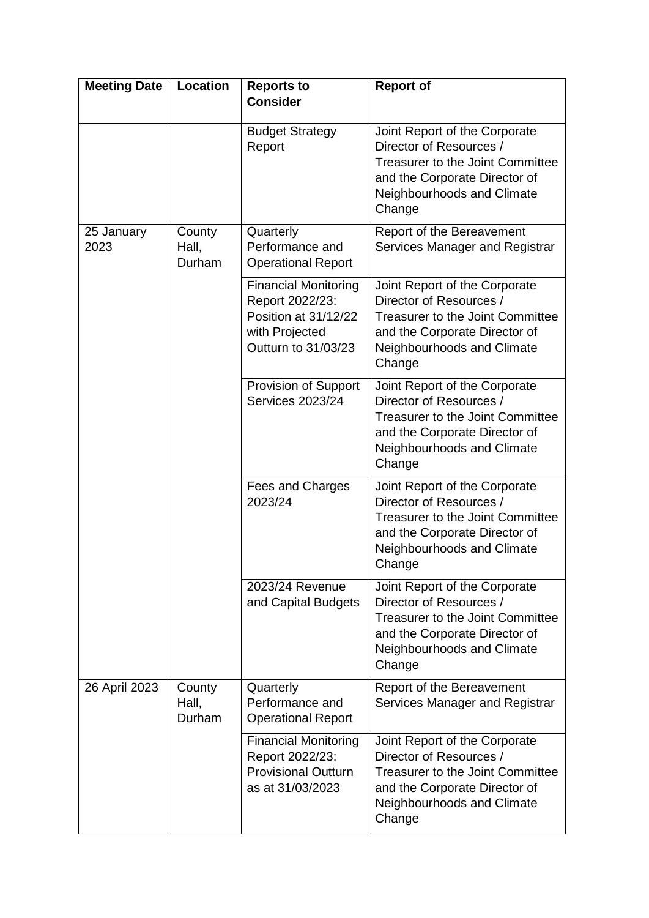| Meeting Date | Location | Reports to Consider | Report of |
|---|---|---|---|
| | | Budget Strategy Report | Joint Report of the Corporate Director of Resources / Treasurer to the Joint Committee and the Corporate Director of Neighbourhoods and Climate Change |
| 25 January 2023 | County Hall, Durham | Quarterly Performance and Operational Report | Report of the Bereavement Services Manager and Registrar |
| | | Financial Monitoring Report 2022/23: Position at 31/12/22 with Projected Outturn to 31/03/23 | Joint Report of the Corporate Director of Resources / Treasurer to the Joint Committee and the Corporate Director of Neighbourhoods and Climate Change |
| | | Provision of Support Services 2023/24 | Joint Report of the Corporate Director of Resources / Treasurer to the Joint Committee and the Corporate Director of Neighbourhoods and Climate Change |
| | | Fees and Charges 2023/24 | Joint Report of the Corporate Director of Resources / Treasurer to the Joint Committee and the Corporate Director of Neighbourhoods and Climate Change |
| | | 2023/24 Revenue and Capital Budgets | Joint Report of the Corporate Director of Resources / Treasurer to the Joint Committee and the Corporate Director of Neighbourhoods and Climate Change |
| 26 April 2023 | County Hall, Durham | Quarterly Performance and Operational Report | Report of the Bereavement Services Manager and Registrar |
| | | Financial Monitoring Report 2022/23: Provisional Outturn as at 31/03/2023 | Joint Report of the Corporate Director of Resources / Treasurer to the Joint Committee and the Corporate Director of Neighbourhoods and Climate Change |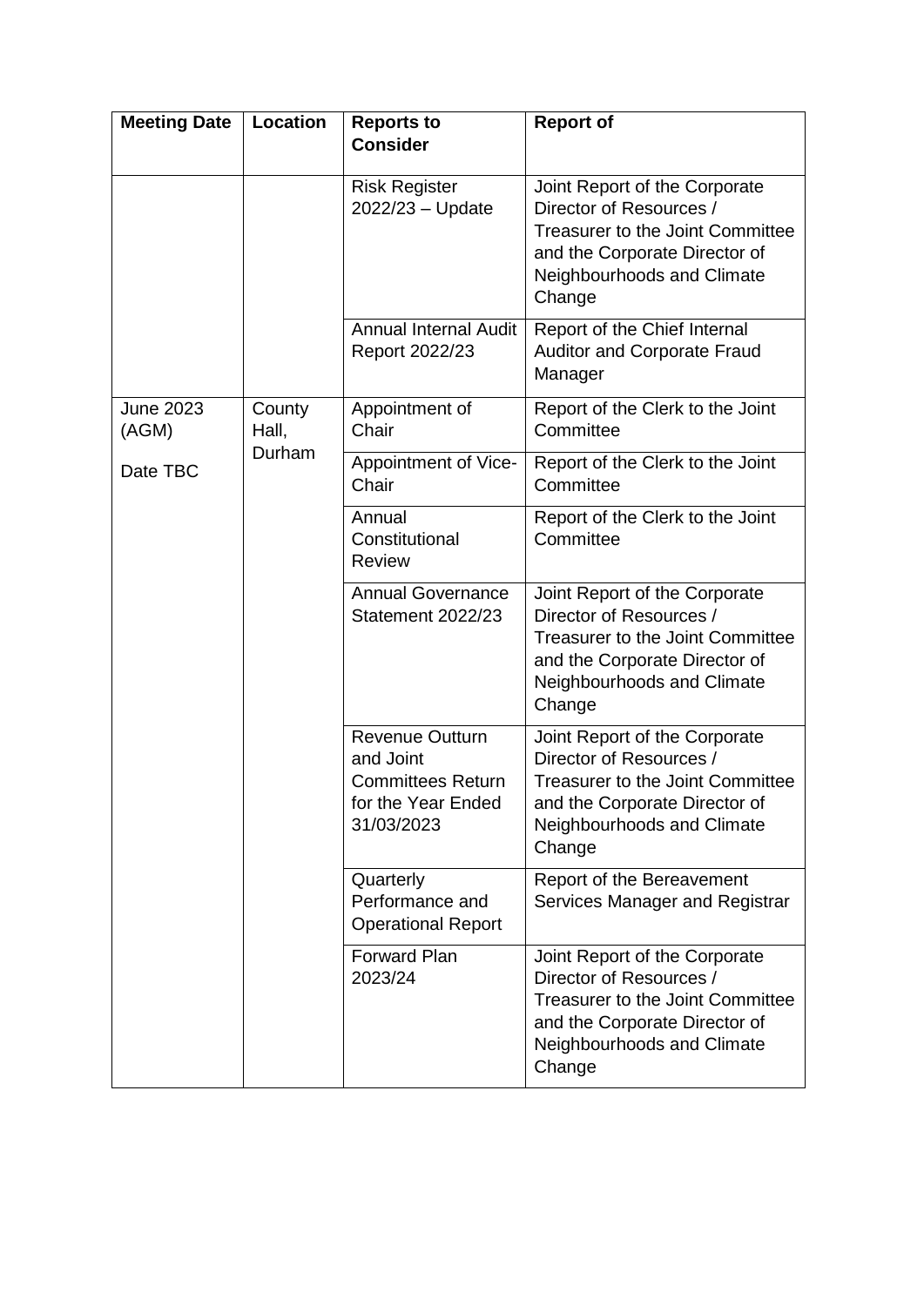| Meeting Date | Location | Reports to Consider | Report of |
| --- | --- | --- | --- |
| | | Risk Register 2022/23 – Update | Joint Report of the Corporate Director of Resources / Treasurer to the Joint Committee and the Corporate Director of Neighbourhoods and Climate Change |
| | | Annual Internal Audit Report 2022/23 | Report of the Chief Internal Auditor and Corporate Fraud Manager |
| June 2023 (AGM) Date TBC | County Hall, Durham | Appointment of Chair | Report of the Clerk to the Joint Committee |
| | | Appointment of Vice-Chair | Report of the Clerk to the Joint Committee |
| | | Annual Constitutional Review | Report of the Clerk to the Joint Committee |
| | | Annual Governance Statement 2022/23 | Joint Report of the Corporate Director of Resources / Treasurer to the Joint Committee and the Corporate Director of Neighbourhoods and Climate Change |
| | | Revenue Outturn and Joint Committees Return for the Year Ended 31/03/2023 | Joint Report of the Corporate Director of Resources / Treasurer to the Joint Committee and the Corporate Director of Neighbourhoods and Climate Change |
| | | Quarterly Performance and Operational Report | Report of the Bereavement Services Manager and Registrar |
| | | Forward Plan 2023/24 | Joint Report of the Corporate Director of Resources / Treasurer to the Joint Committee and the Corporate Director of Neighbourhoods and Climate Change |